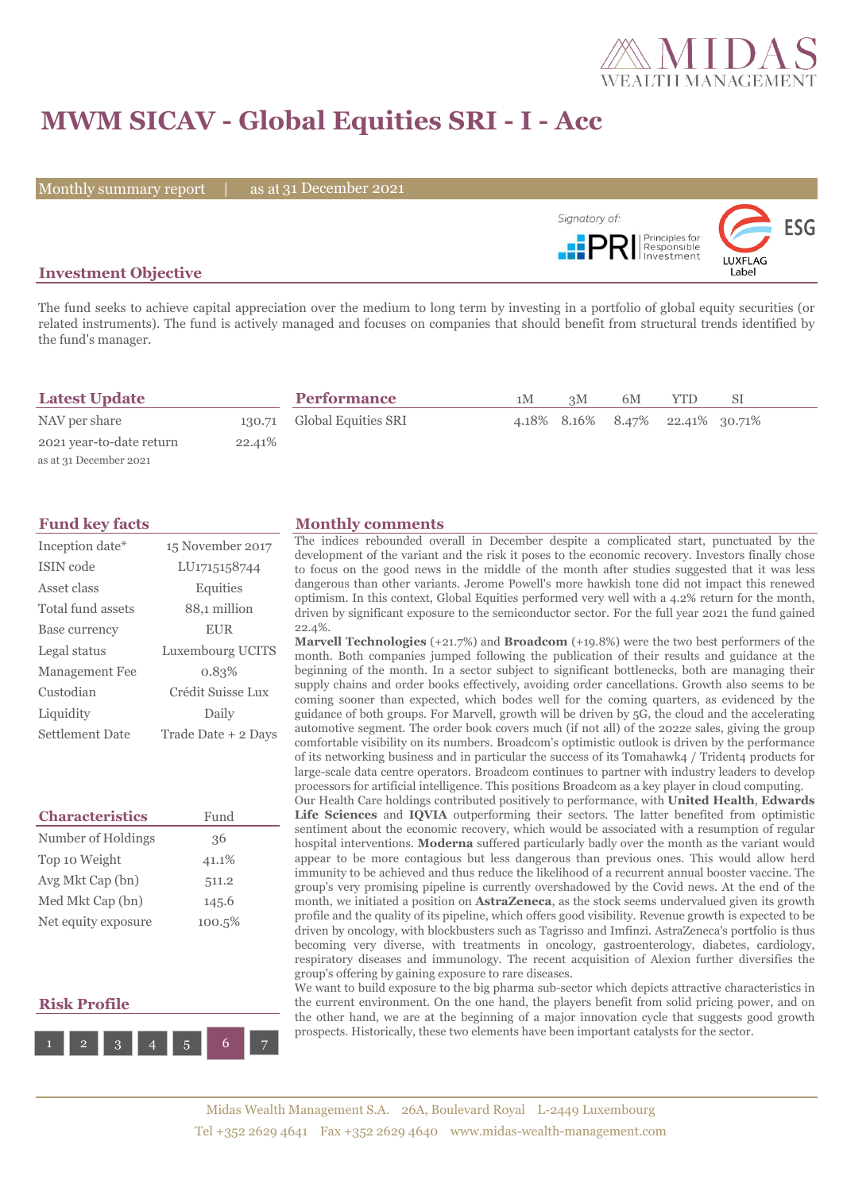# MWM SICAV - Global Equities SRI - I - Acc

Monthly summary report | as at 31 December 2021

Signatory of: PRI Principles for Responsible Investment

ESG LUXFLAG Label

## Investment Objective

The fund seeks to achieve capital appreciation over the medium to long term by investing in a portfolio of global equity securities (or related instruments). The fund is actively managed and focuses on companies that should benefit from structural trends identified by the fund's manager.

## Latest Update

| | |
|---|---|
| NAV per share | 130.71 |
| 2021 year-to-date return | 22.41% |

as at 31 December 2021

## Performance

| | 1M | 3M | 6M | YTD | SI |
|---|---|---|---|---|---|
| Global Equities SRI | 4.18% | 8.16% | 8.47% | 22.41% | 30.71% |

## Fund key facts

| | |
|---|---|
| Inception date* | 15 November 2017 |
| ISIN code | LU1715158744 |
| Asset class | Equities |
| Total fund assets | 88,1 million |
| Base currency | EUR |
| Legal status | Luxembourg UCITS |
| Management Fee | 0.83% |
| Custodian | Crédit Suisse Lux |
| Liquidity | Daily |
| Settlement Date | Trade Date + 2 Days |

## Characteristics

| Characteristics | Fund |
|---|---|
| Number of Holdings | 36 |
| Top 10 Weight | 41.1% |
| Avg Mkt Cap (bn) | 511.2 |
| Med Mkt Cap (bn) | 145.6 |
| Net equity exposure | 100.5% |

## Risk Profile

1 2 3 4 5 **6** 7

## Monthly comments

The indices rebounded overall in December despite a complicated start, punctuated by the development of the variant and the risk it poses to the economic recovery. Investors finally chose to focus on the good news in the middle of the month after studies suggested that it was less dangerous than other variants. Jerome Powell's more hawkish tone did not impact this renewed optimism. In this context, Global Equities performed very well with a 4.2% return for the month, driven by significant exposure to the semiconductor sector. For the full year 2021 the fund gained 22.4%.

**Marvell Technologies** (+21.7%) and **Broadcom** (+19.8%) were the two best performers of the month. Both companies jumped following the publication of their results and guidance at the beginning of the month. In a sector subject to significant bottlenecks, both are managing their supply chains and order books effectively, avoiding order cancellations. Growth also seems to be coming sooner than expected, which bodes well for the coming quarters, as evidenced by the guidance of both groups. For Marvell, growth will be driven by 5G, the cloud and the accelerating automotive segment. The order book covers much (if not all) of the 2022e sales, giving the group comfortable visibility on its numbers. Broadcom's optimistic outlook is driven by the performance of its networking business and in particular the success of its Tomahawk4 / Trident4 products for large-scale data centre operators. Broadcom continues to partner with industry leaders to develop processors for artificial intelligence. This positions Broadcom as a key player in cloud computing.

Our Health Care holdings contributed positively to performance, with **United Health**, **Edwards Life Sciences** and **IQVIA** outperforming their sectors. The latter benefited from optimistic sentiment about the economic recovery, which would be associated with a resumption of regular hospital interventions. **Moderna** suffered particularly badly over the month as the variant would appear to be more contagious but less dangerous than previous ones. This would allow herd immunity to be achieved and thus reduce the likelihood of a recurrent annual booster vaccine. The group's very promising pipeline is currently overshadowed by the Covid news. At the end of the month, we initiated a position on **AstraZeneca**, as the stock seems undervalued given its growth profile and the quality of its pipeline, which offers good visibility. Revenue growth is expected to be driven by oncology, with blockbusters such as Tagrisso and Imfinzi. AstraZeneca's portfolio is thus becoming very diverse, with treatments in oncology, gastroenterology, diabetes, cardiology, respiratory diseases and immunology. The recent acquisition of Alexion further diversifies the group's offering by gaining exposure to rare diseases.

We want to build exposure to the big pharma sub-sector which depicts attractive characteristics in the current environment. On the one hand, the players benefit from solid pricing power, and on the other hand, we are at the beginning of a major innovation cycle that suggests good growth prospects. Historically, these two elements have been important catalysts for the sector.

Midas Wealth Management S.A. 26A, Boulevard Royal L-2449 Luxembourg
Tel +352 2629 4641 Fax +352 2629 4640 www.midas-wealth-management.com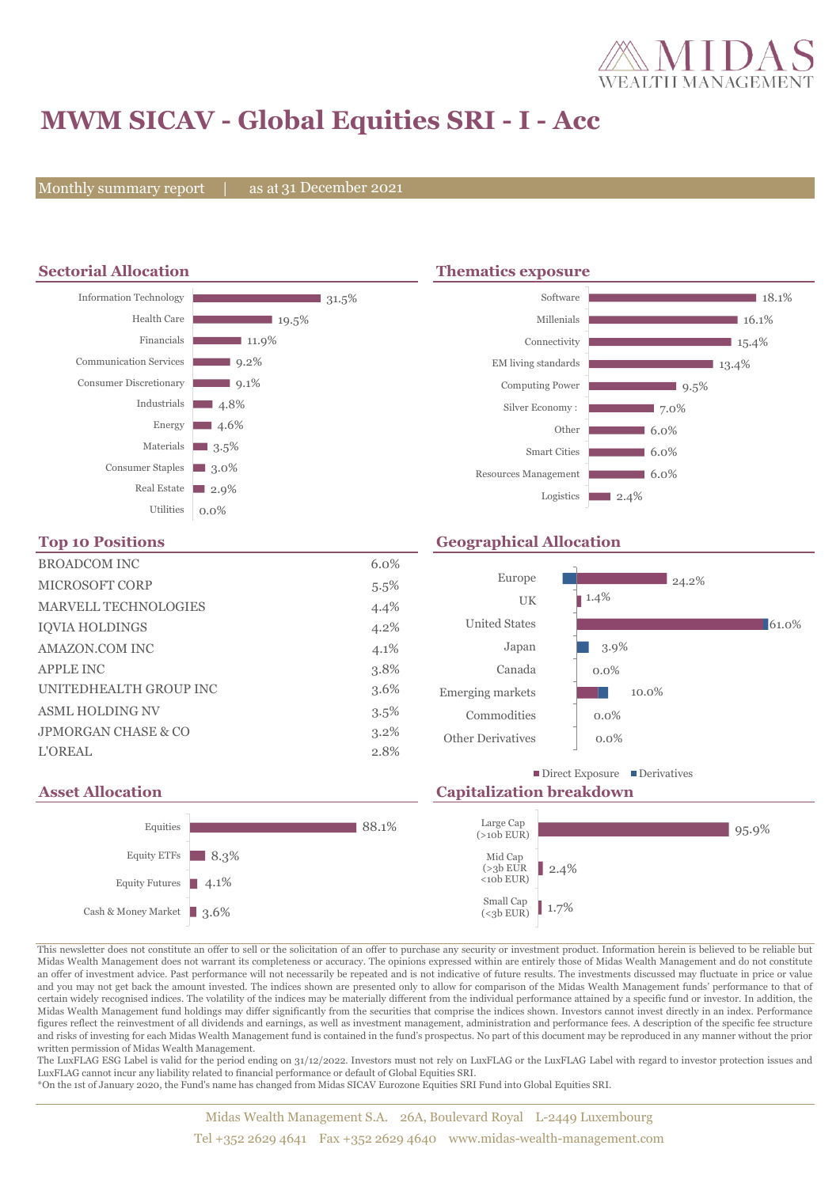# MWM SICAV - Global Equities SRI - I - Acc

Monthly summary report | as at 31 December 2021

## Sectorial Allocation

Information Technology 31.5%
Health Care 19.5%
Financials 11.9%
Communication Services 9.2%
Consumer Discretionary 9.1%
Industrials 4.8%
Energy 4.6%
Materials 3.5%
Consumer Staples 3.0%
Real Estate 2.9%
Utilities 0.0%

## Thematics exposure

Software 18.1%
Millenials 16.1%
Connectivity 15.4%
EM living standards 13.4%
Computing Power 9.5%
Silver Economy : 7.0%
Other 6.0%
Smart Cities 6.0%
Resources Management 6.0%
Logistics 2.4%

## Top 10 Positions

| | |
|---|---|
| BROADCOM INC | 6.0% |
| MICROSOFT CORP | 5.5% |
| MARVELL TECHNOLOGIES | 4.4% |
| IQVIA HOLDINGS | 4.2% |
| AMAZON.COM INC | 4.1% |
| APPLE INC | 3.8% |
| UNITEDHEALTH GROUP INC | 3.6% |
| ASML HOLDING NV | 3.5% |
| JPMORGAN CHASE & CO | 3.2% |
| L'OREAL | 2.8% |

## Geographical Allocation

Europe 24.2%
UK 1.4%
United States 61.0%
Japan 3.9%
Canada 0.0%
Emerging markets 10.0%
Commodities 0.0%
Other Derivatives 0.0%

Direct Exposure Derivatives

## Asset Allocation

Equities 88.1%
Equity ETFs 8.3%
Equity Futures 4.1%
Cash & Money Market 3.6%

## Capitalization breakdown

Large Cap (>10b EUR) 95.9%
Mid Cap (>3b EUR <10b EUR) 2.4%
Small Cap (<3b EUR) 1.7%

This newsletter does not constitute an offer to sell or the solicitation of an offer to purchase any security or investment product. Information herein is believed to be reliable but Midas Wealth Management does not warrant its completeness or accuracy. The opinions expressed within are entirely those of Midas Wealth Management and do not constitute an offer of investment advice. Past performance will not necessarily be repeated and is not indicative of future results. The investments discussed may fluctuate in price or value and you may not get back the amount invested. The indices shown are presented only to allow for comparison of the Midas Wealth Management funds' performance to that of certain widely recognised indices. The volatility of the indices may be materially different from the individual performance attained by a specific fund or investor. In addition, the Midas Wealth Management fund holdings may differ significantly from the securities that comprise the indices shown. Investors cannot invest directly in an index. Performance figures reflect the reinvestment of all dividends and earnings, as well as investment management, administration and performance fees. A description of the specific fee structure and risks of investing for each Midas Wealth Management fund is contained in the fund's prospectus. No part of this document may be reproduced in any manner without the prior written permission of Midas Wealth Management.

The LuxFLAG ESG Label is valid for the period ending on 31/12/2022. Investors must not rely on LuxFLAG or the LuxFLAG Label with regard to investor protection issues and LuxFLAG cannot incur any liability related to financial performance or default of Global Equities SRI.

*On the 1st of January 2020, the Fund's name has changed from Midas SICAV Eurozone Equities SRI Fund into Global Equities SRI.

Midas Wealth Management S.A. 26A, Boulevard Royal L-2449 Luxembourg

Tel +352 2629 4641 Fax +352 2629 4640 www.midas-wealth-management.com